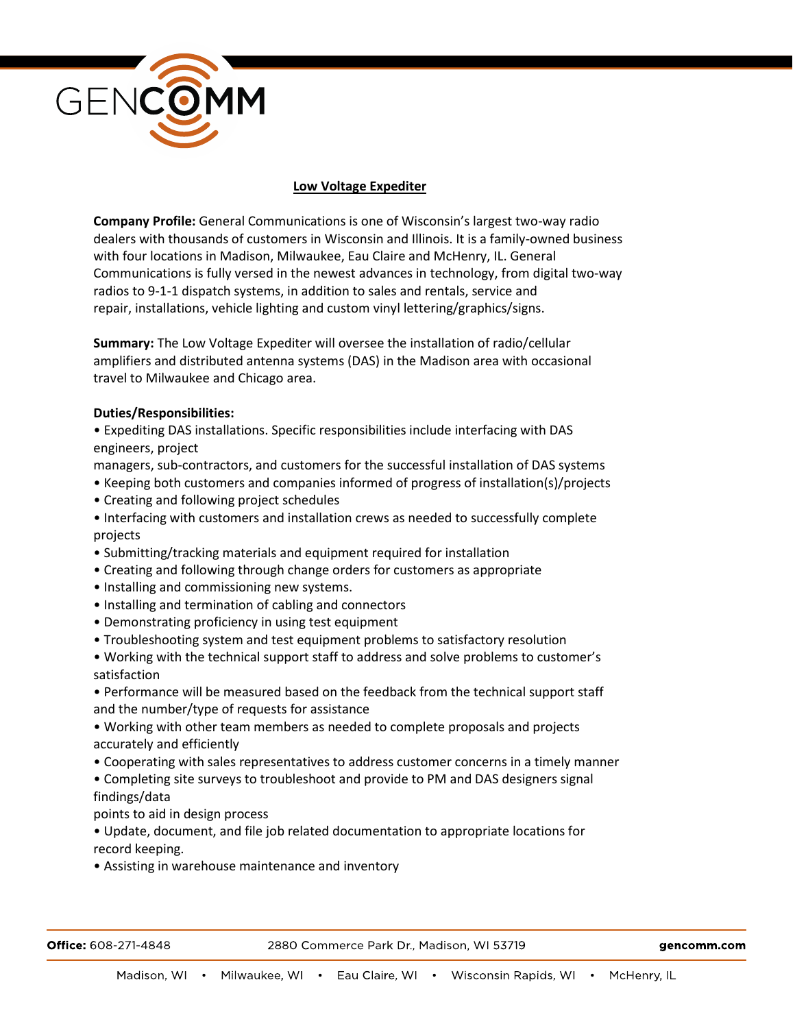GENCOMM

# Low Voltage Expediter

**Company Profile:** General Communications is one of Wisconsin's largest two-way radio dealers with thousands of customers in Wisconsin and Illinois. It is a family-owned business with four locations in Madison, Milwaukee, Eau Claire and McHenry, IL. General Communications is fully versed in the newest advances in technology, from digital two-way radios to 9-1-1 dispatch systems, in addition to sales and rentals, service and repair, installations, vehicle lighting and custom vinyl lettering/graphics/signs.

**Summary:** The Low Voltage Expediter will oversee the installation of radio/cellular amplifiers and distributed antenna systems (DAS) in the Madison area with occasional travel to Milwaukee and Chicago area.

**Duties/Responsibilities:**

- Expediting DAS installations. Specific responsibilities include interfacing with DAS engineers, project managers, sub-contractors, and customers for the successful installation of DAS systems
- Keeping both customers and companies informed of progress of installation(s)/projects
- Creating and following project schedules
- Interfacing with customers and installation crews as needed to successfully complete projects
- Submitting/tracking materials and equipment required for installation
- Creating and following through change orders for customers as appropriate
- Installing and commissioning new systems.
- Installing and termination of cabling and connectors
- Demonstrating proficiency in using test equipment
- Troubleshooting system and test equipment problems to satisfactory resolution
- Working with the technical support staff to address and solve problems to customer's satisfaction
- Performance will be measured based on the feedback from the technical support staff and the number/type of requests for assistance
- Working with other team members as needed to complete proposals and projects accurately and efficiently
- Cooperating with sales representatives to address customer concerns in a timely manner
- Completing site surveys to troubleshoot and provide to PM and DAS designers signal findings/data points to aid in design process
- Update, document, and file job related documentation to appropriate locations for record keeping.
- Assisting in warehouse maintenance and inventory

**Office:** 608-271-4848 2880 Commerce Park Dr., Madison, WI 53719 gencomm.com

Madison, WI • Milwaukee, WI • Eau Claire, WI • Wisconsin Rapids, WI • McHenry, IL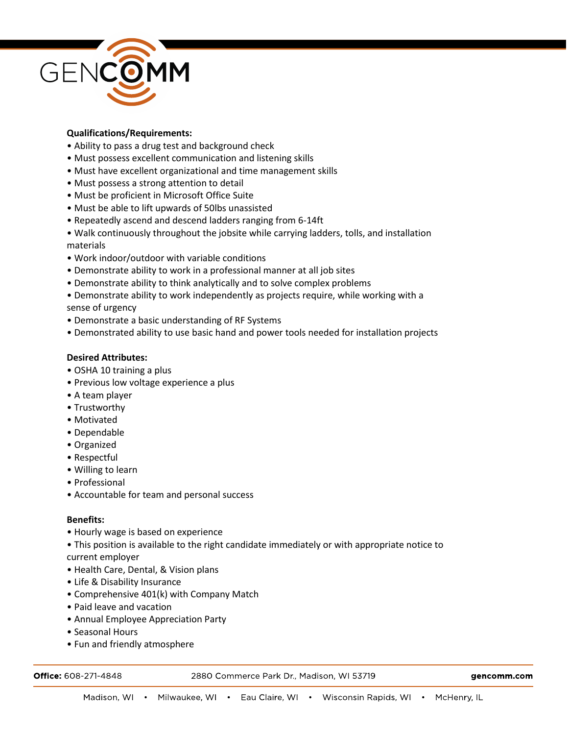**Qualifications/Requirements:**

- Ability to pass a drug test and background check
- Must possess excellent communication and listening skills
- Must have excellent organizational and time management skills
- Must possess a strong attention to detail
- Must be proficient in Microsoft Office Suite
- Must be able to lift upwards of 50lbs unassisted
- Repeatedly ascend and descend ladders ranging from 6-14ft
- Walk continuously throughout the jobsite while carrying ladders, tolls, and installation materials
- Work indoor/outdoor with variable conditions
- Demonstrate ability to work in a professional manner at all job sites
- Demonstrate ability to think analytically and to solve complex problems
- Demonstrate ability to work independently as projects require, while working with a sense of urgency
- Demonstrate a basic understanding of RF Systems
- Demonstrated ability to use basic hand and power tools needed for installation projects

**Desired Attributes:**

- OSHA 10 training a plus
- Previous low voltage experience a plus
- A team player
- Trustworthy
- Motivated
- Dependable
- Organized
- Respectful
- Willing to learn
- Professional
- Accountable for team and personal success

**Benefits:**

- Hourly wage is based on experience
- This position is available to the right candidate immediately or with appropriate notice to current employer
- Health Care, Dental, & Vision plans
- Life & Disability Insurance
- Comprehensive 401(k) with Company Match
- Paid leave and vacation
- Annual Employee Appreciation Party
- Seasonal Hours
- Fun and friendly atmosphere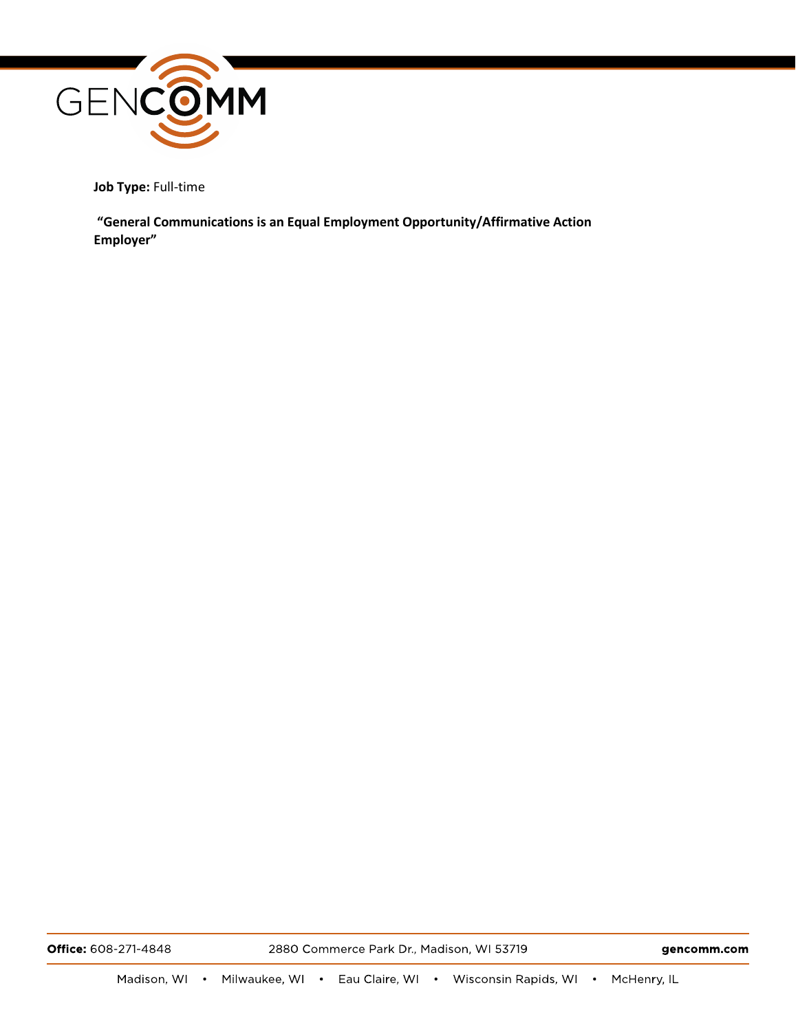**Job Type:** Full-time

**"General Communications is an Equal Employment Opportunity/Affirmative Action Employer"**